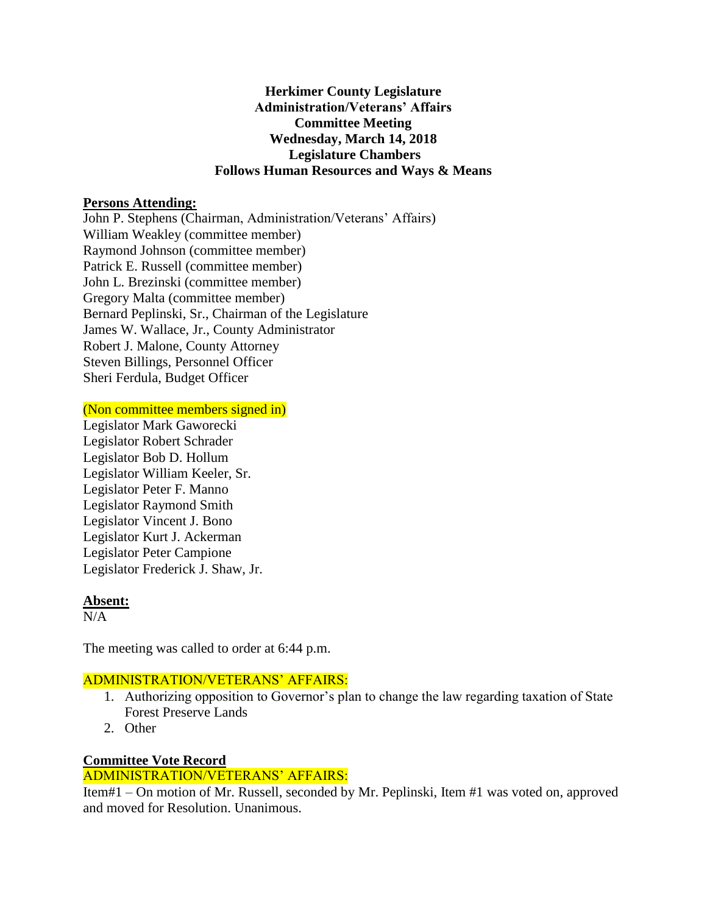**Herkimer County Legislature**
**Administration/Veterans' Affairs**
**Committee Meeting**
**Wednesday, March 14, 2018**
**Legislature Chambers**
**Follows Human Resources and Ways & Means**

**Persons Attending:**

John P. Stephens (Chairman, Administration/Veterans' Affairs)
William Weakley (committee member)
Raymond Johnson (committee member)
Patrick E. Russell (committee member)
John L. Brezinski (committee member)
Gregory Malta (committee member)
Bernard Peplinski, Sr., Chairman of the Legislature
James W. Wallace, Jr., County Administrator
Robert J. Malone, County Attorney
Steven Billings, Personnel Officer
Sheri Ferdula, Budget Officer

(Non committee members signed in)

Legislator Mark Gaworecki
Legislator Robert Schrader
Legislator Bob D. Hollum
Legislator William Keeler, Sr.
Legislator Peter F. Manno
Legislator Raymond Smith
Legislator Vincent J. Bono
Legislator Kurt J. Ackerman
Legislator Peter Campione
Legislator Frederick J. Shaw, Jr.

**Absent:**

N/A

The meeting was called to order at 6:44 p.m.

ADMINISTRATION/VETERANS' AFFAIRS:

1. Authorizing opposition to Governor's plan to change the law regarding taxation of State Forest Preserve Lands
2. Other

**Committee Vote Record**

ADMINISTRATION/VETERANS' AFFAIRS:

Item#1 – On motion of Mr. Russell, seconded by Mr. Peplinski, Item #1 was voted on, approved and moved for Resolution. Unanimous.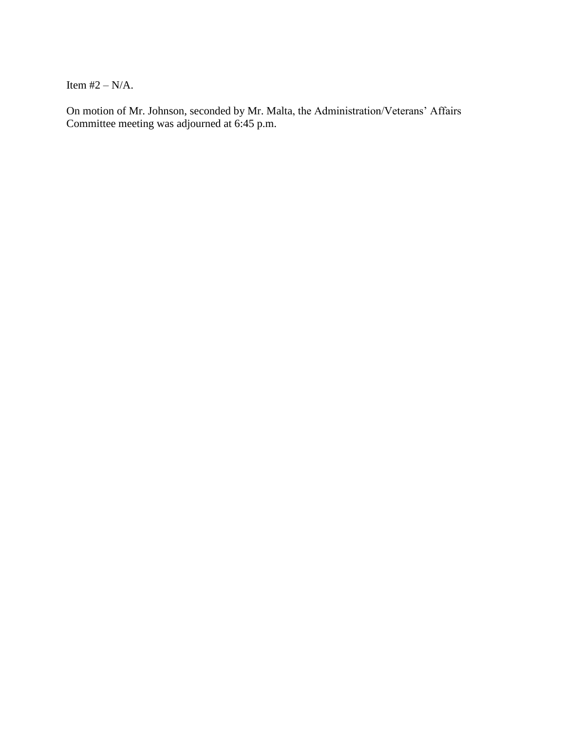Item #2 – N/A.

On motion of Mr. Johnson, seconded by Mr. Malta, the Administration/Veterans' Affairs Committee meeting was adjourned at 6:45 p.m.